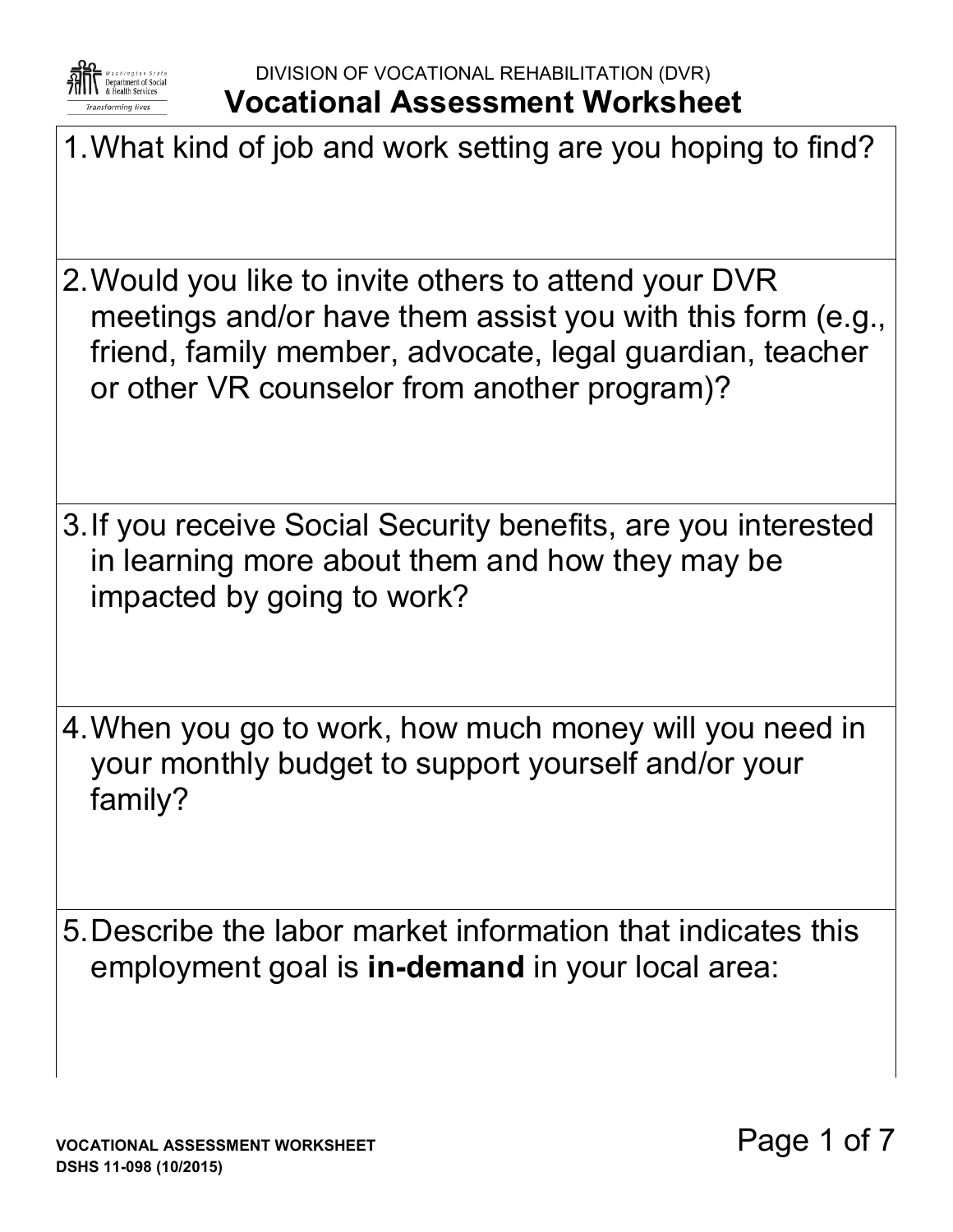DIVISION OF VOCATIONAL REHABILITATION (DVR)

# Vocational Assessment Worksheet

1. What kind of job and work setting are you hoping to find?

2. Would you like to invite others to attend your DVR meetings and/or have them assist you with this form (e.g., friend, family member, advocate, legal guardian, teacher or other VR counselor from another program)?

3. If you receive Social Security benefits, are you interested in learning more about them and how they may be impacted by going to work?

4. When you go to work, how much money will you need in your monthly budget to support yourself and/or your family?

5. Describe the labor market information that indicates this employment goal is **in-demand** in your local area: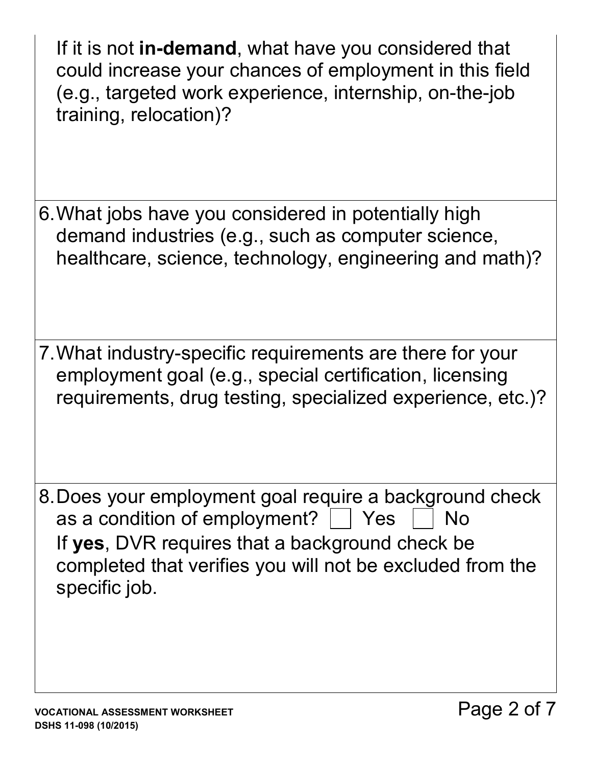If it is not **in-demand**, what have you considered that could increase your chances of employment in this field (e.g., targeted work experience, internship, on-the-job training, relocation)?

6. What jobs have you considered in potentially high demand industries (e.g., such as computer science, healthcare, science, technology, engineering and math)?

7. What industry-specific requirements are there for your employment goal (e.g., special certification, licensing requirements, drug testing, specialized experience, etc.)?

8. Does your employment goal require a background check as a condition of employment? ☐ Yes ☐ No
   If **yes**, DVR requires that a background check be completed that verifies you will not be excluded from the specific job.

VOCATIONAL ASSESSMENT WORKSHEET
DSHS 11-098 (10/2015)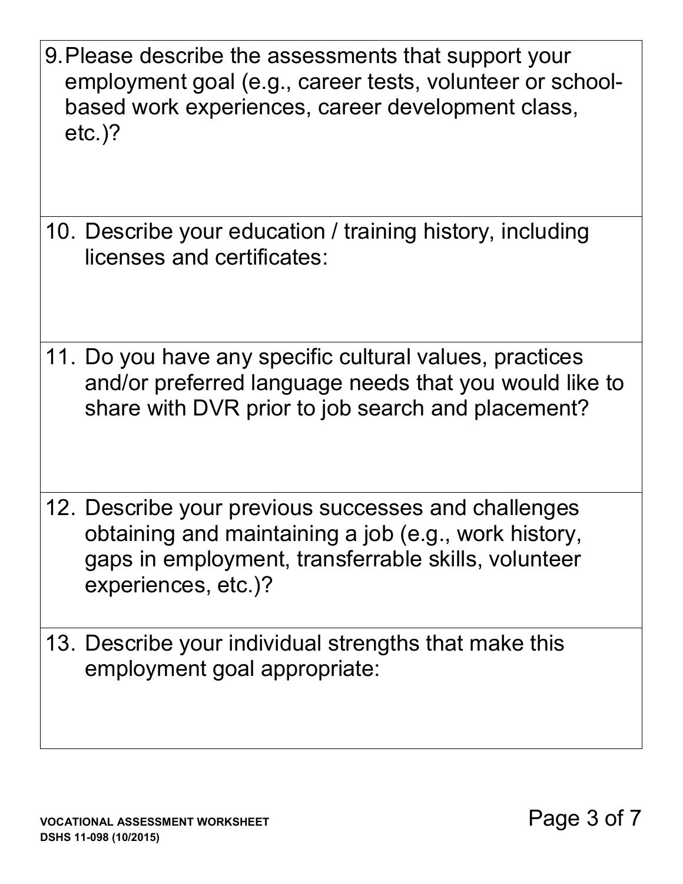9. Please describe the assessments that support your employment goal (e.g., career tests, volunteer or school-based work experiences, career development class, etc.)?

10. Describe your education / training history, including licenses and certificates:

11. Do you have any specific cultural values, practices and/or preferred language needs that you would like to share with DVR prior to job search and placement?

12. Describe your previous successes and challenges obtaining and maintaining a job (e.g., work history, gaps in employment, transferrable skills, volunteer experiences, etc.)?

13. Describe your individual strengths that make this employment goal appropriate: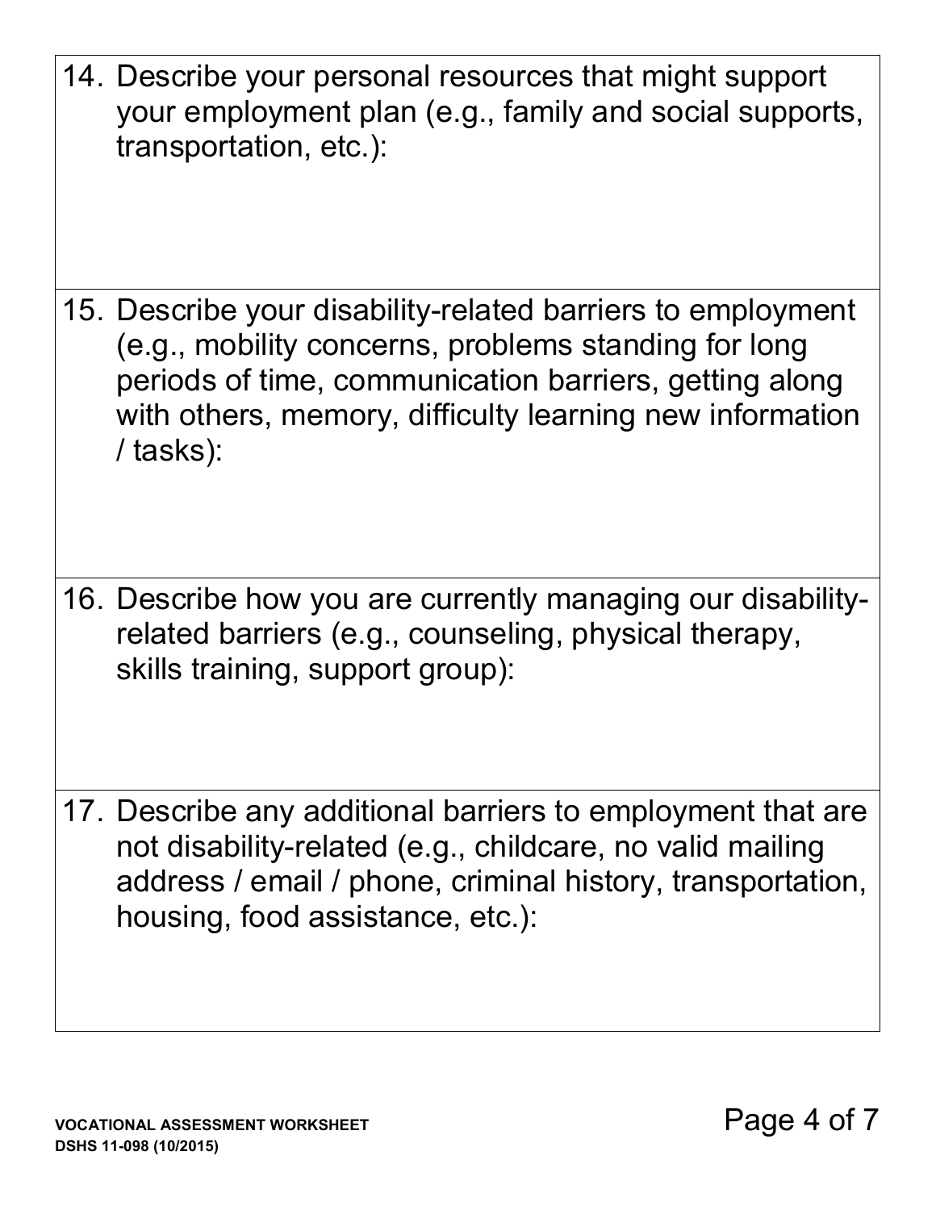14. Describe your personal resources that might support your employment plan (e.g., family and social supports, transportation, etc.):

15. Describe your disability-related barriers to employment (e.g., mobility concerns, problems standing for long periods of time, communication barriers, getting along with others, memory, difficulty learning new information / tasks):

16. Describe how you are currently managing our disability-related barriers (e.g., counseling, physical therapy, skills training, support group):

17. Describe any additional barriers to employment that are not disability-related (e.g., childcare, no valid mailing address / email / phone, criminal history, transportation, housing, food assistance, etc.):

**VOCATIONAL ASSESSMENT WORKSHEET**
**DSHS 11-098 (10/2015)**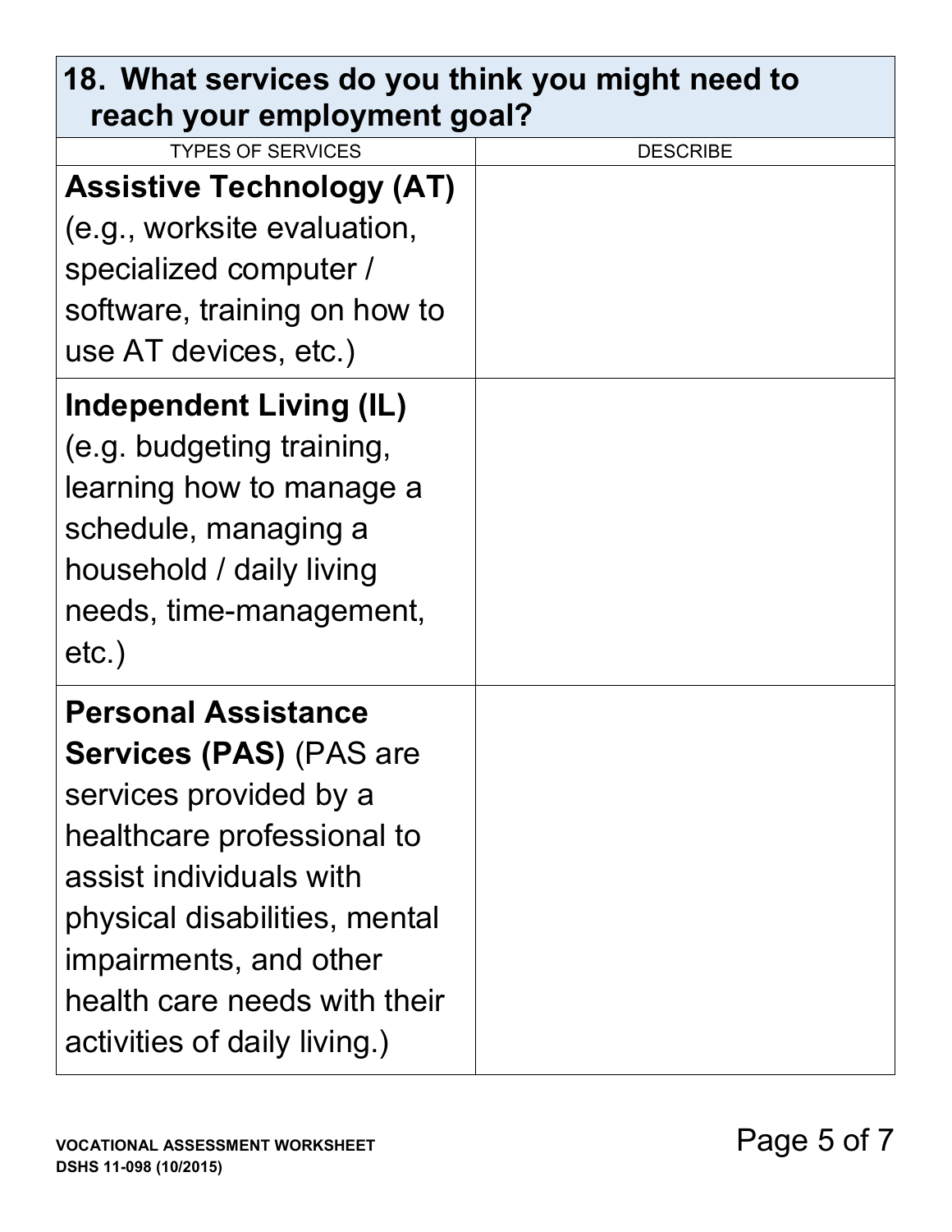## 18. What services do you think you might need to reach your employment goal?

| TYPES OF SERVICES | DESCRIBE |
|---|---|
| **Assistive Technology (AT)** (e.g., worksite evaluation, specialized computer / software, training on how to use AT devices, etc.) | |
| **Independent Living (IL)** (e.g. budgeting training, learning how to manage a schedule, managing a household / daily living needs, time-management, etc.) | |
| **Personal Assistance Services (PAS)** (PAS are services provided by a healthcare professional to assist individuals with physical disabilities, mental impairments, and other health care needs with their activities of daily living.) | |

VOCATIONAL ASSESSMENT WORKSHEET
DSHS 11-098 (10/2015)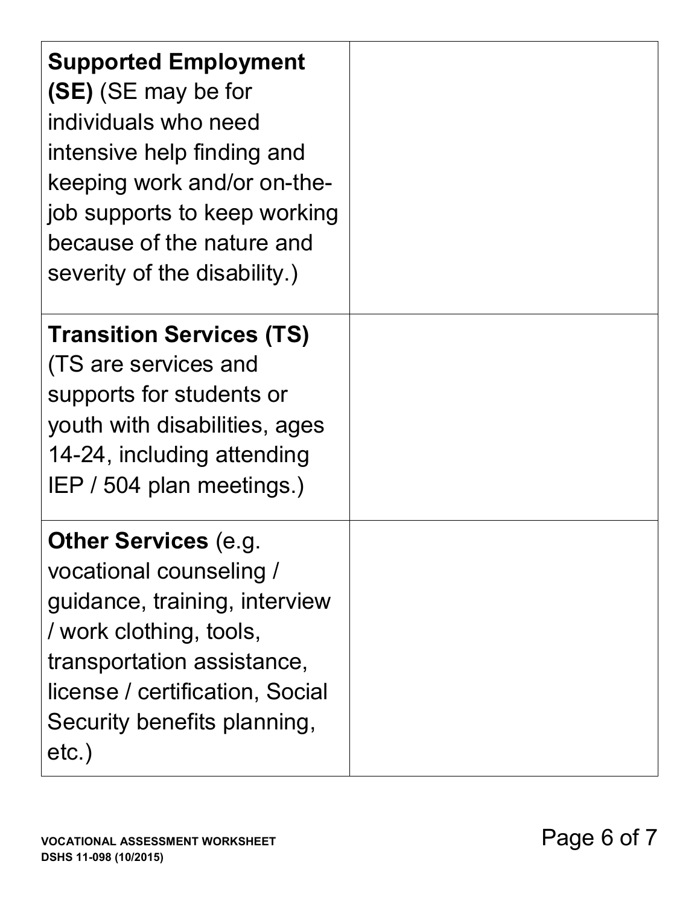| | |
|---|---|
| **Supported Employment (SE)** (SE may be for individuals who need intensive help finding and keeping work and/or on-the-job supports to keep working because of the nature and severity of the disability.) | |
| **Transition Services (TS)** (TS are services and supports for students or youth with disabilities, ages 14-24, including attending IEP / 504 plan meetings.) | |
| **Other Services** (e.g. vocational counseling / guidance, training, interview / work clothing, tools, transportation assistance, license / certification, Social Security benefits planning, etc.) | |

VOCATIONAL ASSESSMENT WORKSHEET
DSHS 11-098 (10/2015)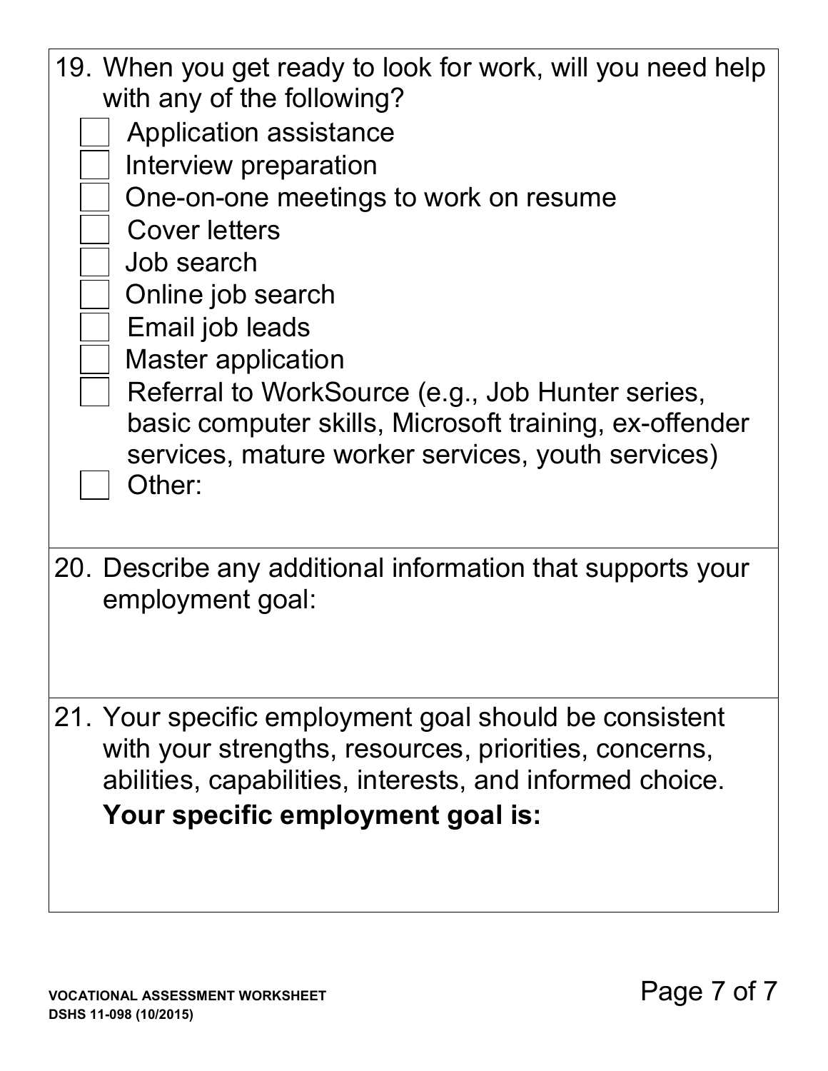19. When you get ready to look for work, will you need help with any of the following?

- [ ] Application assistance
- [ ] Interview preparation
- [ ] One-on-one meetings to work on resume
- [ ] Cover letters
- [ ] Job search
- [ ] Online job search
- [ ] Email job leads
- [ ] Master application
- [ ] Referral to WorkSource (e.g., Job Hunter series, basic computer skills, Microsoft training, ex-offender services, mature worker services, youth services)
- [ ] Other:

20. Describe any additional information that supports your employment goal:

21. Your specific employment goal should be consistent with your strengths, resources, priorities, concerns, abilities, capabilities, interests, and informed choice.

**Your specific employment goal is:**

VOCATIONAL ASSESSMENT WORKSHEET
DSHS 11-098 (10/2015)